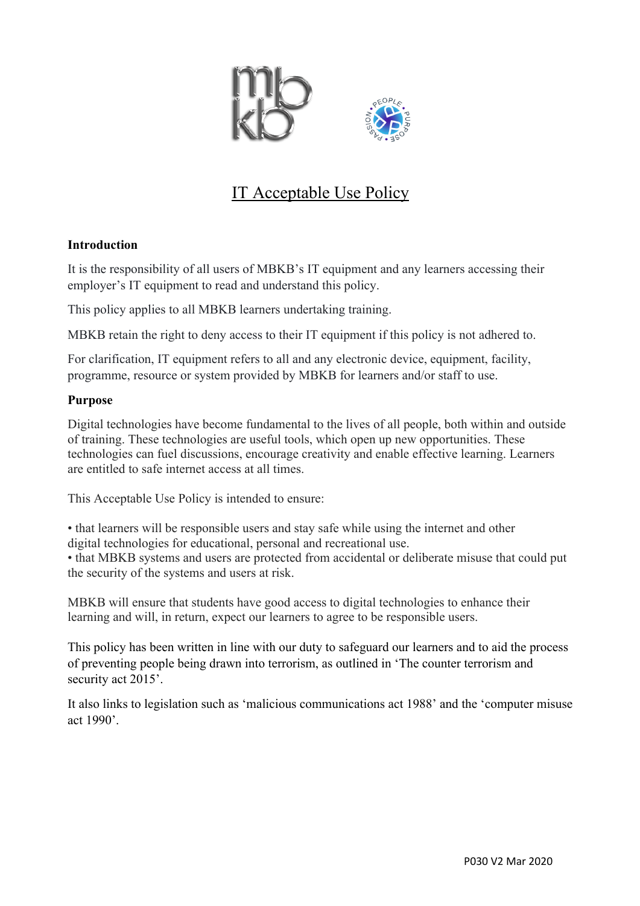# IT Acceptable Use Policy

**Introduction**

It is the responsibility of all users of MBKB's IT equipment and any learners accessing their employer's IT equipment to read and understand this policy.

This policy applies to all MBKB learners undertaking training.

MBKB retain the right to deny access to their IT equipment if this policy is not adhered to.

For clarification, IT equipment refers to all and any electronic device, equipment, facility, programme, resource or system provided by MBKB for learners and/or staff to use.

**Purpose**

Digital technologies have become fundamental to the lives of all people, both within and outside of training. These technologies are useful tools, which open up new opportunities. These technologies can fuel discussions, encourage creativity and enable effective learning. Learners are entitled to safe internet access at all times.

This Acceptable Use Policy is intended to ensure:

- that learners will be responsible users and stay safe while using the internet and other digital technologies for educational, personal and recreational use.
- that MBKB systems and users are protected from accidental or deliberate misuse that could put the security of the systems and users at risk.

MBKB will ensure that students have good access to digital technologies to enhance their learning and will, in return, expect our learners to agree to be responsible users.

This policy has been written in line with our duty to safeguard our learners and to aid the process of preventing people being drawn into terrorism, as outlined in 'The counter terrorism and security act 2015'.

It also links to legislation such as 'malicious communications act 1988' and the 'computer misuse act 1990'.

P030 V2 Mar 2020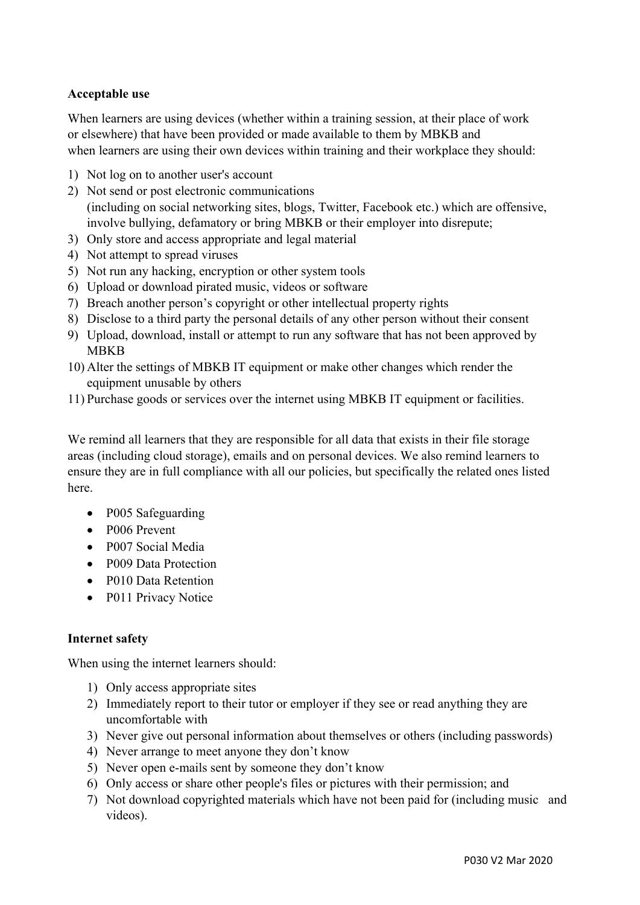**Acceptable use**

When learners are using devices (whether within a training session, at their place of work or elsewhere) that have been provided or made available to them by MBKB and when learners are using their own devices within training and their workplace they should:

1) Not log on to another user's account
2) Not send or post electronic communications (including on social networking sites, blogs, Twitter, Facebook etc.) which are offensive, involve bullying, defamatory or bring MBKB or their employer into disrepute;
3) Only store and access appropriate and legal material
4) Not attempt to spread viruses
5) Not run any hacking, encryption or other system tools
6) Upload or download pirated music, videos or software
7) Breach another person's copyright or other intellectual property rights
8) Disclose to a third party the personal details of any other person without their consent
9) Upload, download, install or attempt to run any software that has not been approved by MBKB
10) Alter the settings of MBKB IT equipment or make other changes which render the equipment unusable by others
11) Purchase goods or services over the internet using MBKB IT equipment or facilities.

We remind all learners that they are responsible for all data that exists in their file storage areas (including cloud storage), emails and on personal devices. We also remind learners to ensure they are in full compliance with all our policies, but specifically the related ones listed here.

- P005 Safeguarding
- P006 Prevent
- P007 Social Media
- P009 Data Protection
- P010 Data Retention
- P011 Privacy Notice

**Internet safety**

When using the internet learners should:

1) Only access appropriate sites
2) Immediately report to their tutor or employer if they see or read anything they are uncomfortable with
3) Never give out personal information about themselves or others (including passwords)
4) Never arrange to meet anyone they don't know
5) Never open e-mails sent by someone they don't know
6) Only access or share other people's files or pictures with their permission; and
7) Not download copyrighted materials which have not been paid for (including music and videos).

P030 V2 Mar 2020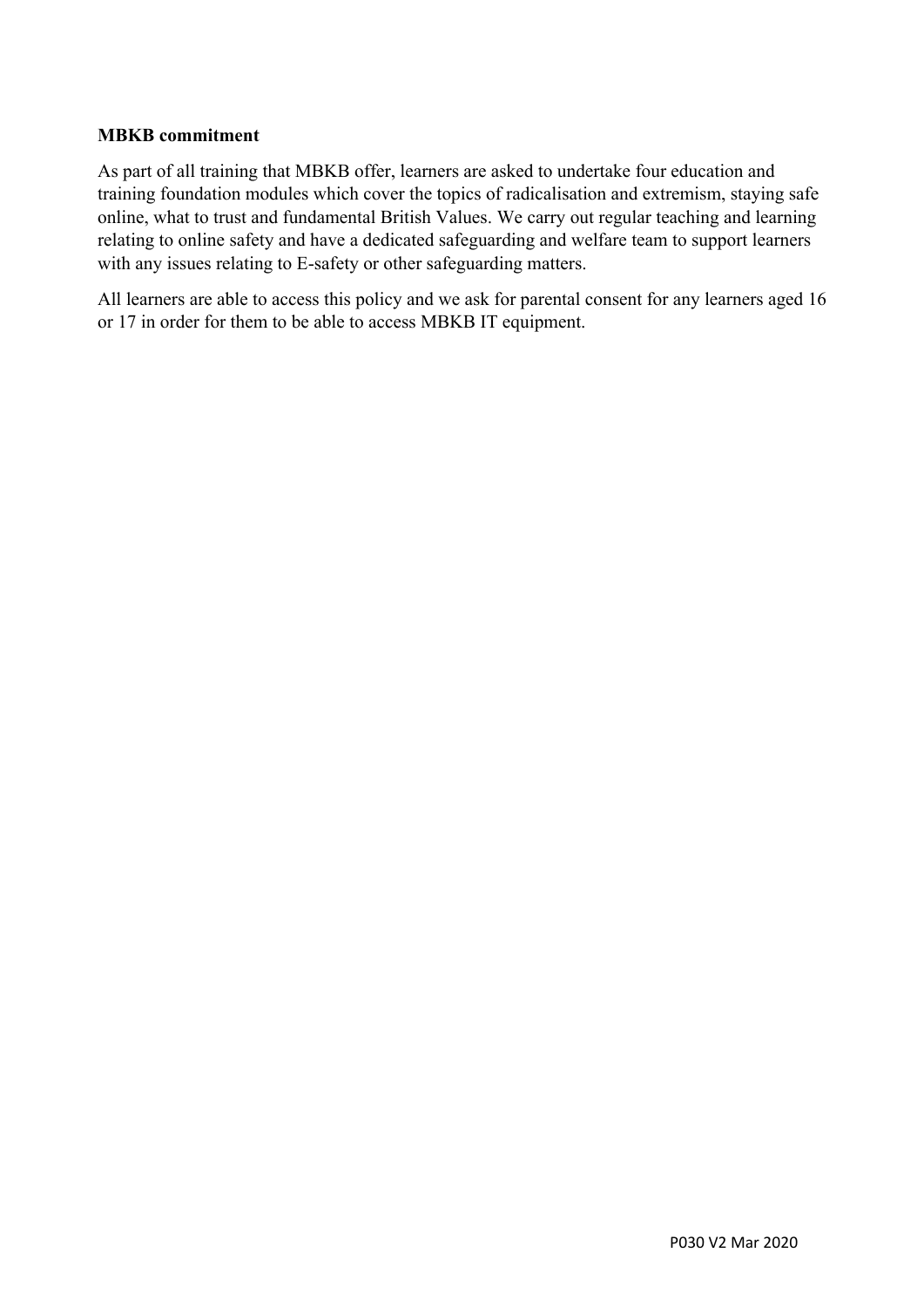**MBKB commitment**

As part of all training that MBKB offer, learners are asked to undertake four education and training foundation modules which cover the topics of radicalisation and extremism, staying safe online, what to trust and fundamental British Values. We carry out regular teaching and learning relating to online safety and have a dedicated safeguarding and welfare team to support learners with any issues relating to E-safety or other safeguarding matters.

All learners are able to access this policy and we ask for parental consent for any learners aged 16 or 17 in order for them to be able to access MBKB IT equipment.